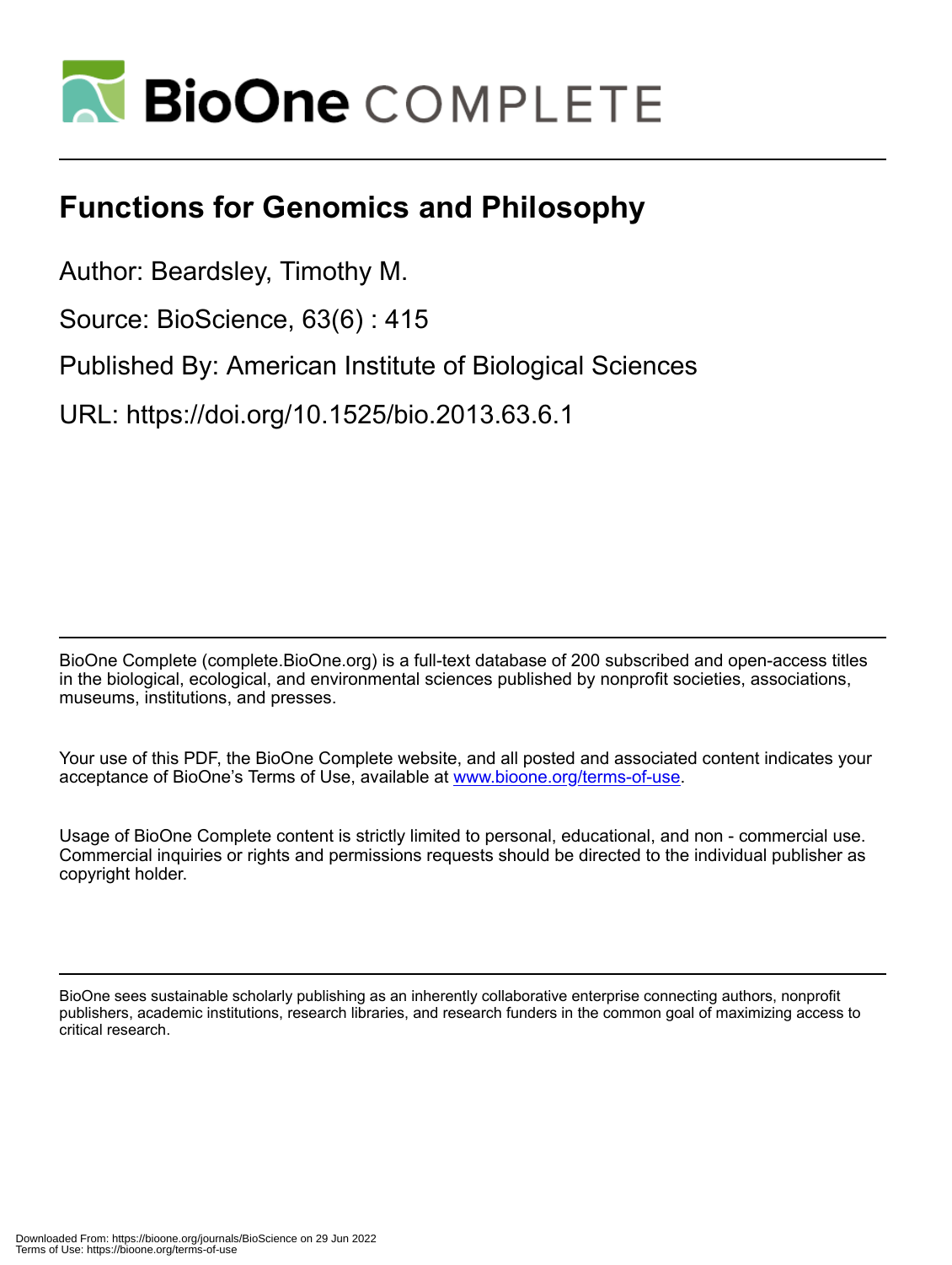# BioOne COMPLETE

## Functions for Genomics and Philosophy

Author: Beardsley, Timothy M.

Source: BioScience, 63(6) : 415

Published By: American Institute of Biological Sciences

URL: https://doi.org/10.1525/bio.2013.63.6.1

BioOne Complete (complete.BioOne.org) is a full-text database of 200 subscribed and open-access titles in the biological, ecological, and environmental sciences published by nonprofit societies, associations, museums, institutions, and presses.

Your use of this PDF, the BioOne Complete website, and all posted and associated content indicates your acceptance of BioOne's Terms of Use, available at www.bioone.org/terms-of-use.

Usage of BioOne Complete content is strictly limited to personal, educational, and non - commercial use. Commercial inquiries or rights and permissions requests should be directed to the individual publisher as copyright holder.

BioOne sees sustainable scholarly publishing as an inherently collaborative enterprise connecting authors, nonprofit publishers, academic institutions, research libraries, and research funders in the common goal of maximizing access to critical research.

Downloaded From: https://bioone.org/journals/BioScience on 29 Jun 2022
Terms of Use: https://bioone.org/terms-of-use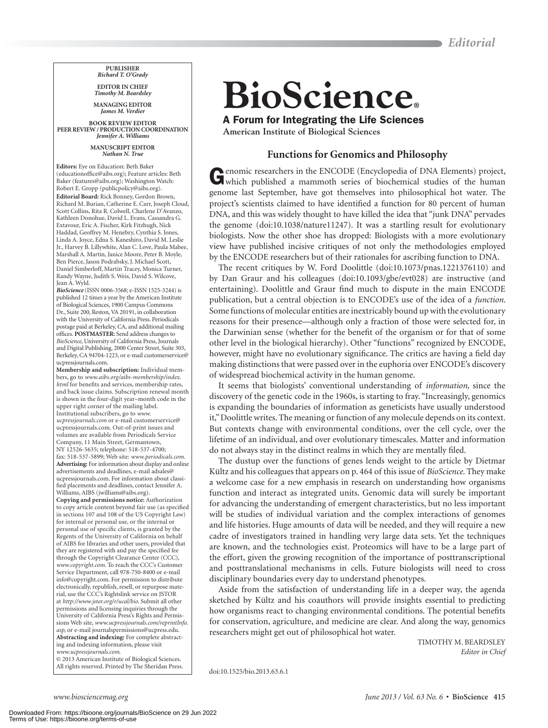Editorial

**PUBLISHER**
*Richard T. O'Grady*

**EDITOR IN CHIEF**
*Timothy M. Beardsley*

**MANAGING EDITOR**
*James M. Verdier*

**BOOK REVIEW EDITOR**
**PEER REVIEW / PRODUCTION COORDINATION**
*Jennifer A. Williams*

**MANUSCRIPT EDITOR**
*Nathan N. True*

**Editors:** Eye on Education: Beth Baker (educationoffice@aibs.org); Feature articles: Beth Baker (features@aibs.org); Washington Watch: Robert E. Gropp (publicpolicy@aibs.org).

**Editorial Board:** Rick Bonney, Gordon Brown, Richard M. Burian, Catherine E. Carr, Joseph Cloud, Scott Collins, Rita R. Colwell, Charlene D'Avanzo, Kathleen Donohue, David L. Evans, Cassandra G. Extavour, Eric A. Fischer, Kirk Fitzhugh, Nick Haddad, Geoffrey M. Henebry, Cynthia S. Jones, Linda A. Joyce, Edna S. Kaneshiro, David M. Leslie Jr., Harvey B. Lillywhite, Alan C. Love, Paula Mabee, Marshall A. Martin, Janice Moore, Peter B. Moyle, Ben Pierce, Jason Podrabsky, J. Michael Scott, Daniel Simberloff, Martin Tracey, Monica Turner, Randy Wayne, Judith S. Weis, David S. Wilcove, Jean A. Wyld.

*BioScience* (ISSN 0006-3568; e-ISSN 1525-3244) is published 12 times a year by the American Institute of Biological Sciences, 1900 Campus Commons Dr., Suite 200, Reston, VA 20191, in collaboration with the University of California Press. Periodicals postage paid at Berkeley, CA, and additional mailing offices. **POSTMASTER:** Send address changes to *BioScience*, University of California Press, Journals and Digital Publishing, 2000 Center Street, Suite 303, Berkeley, CA 94704-1223, or e-mail customerservice@ucpressjournals.com.

**Membership and subscription:** Individual members, go to *www.aibs.org/aibs-membership/index.html* for benefits and services, membership rates, and back issue claims. Subscription renewal month is shown in the four-digit year–month code in the upper right corner of the mailing label. Institutional subscribers, go to *www.ucpressjournals.com* or e-mail customerservice@ucpressjournals.com. Out-of-print issues and volumes are available from Periodicals Service Company, 11 Main Street, Germantown, NY 12526-5635; telephone: 518-537-4700; fax: 518-537-5899; Web site: *www.periodicals.com*.

**Advertising:** For information about display and online advertisements and deadlines, e-mail adsales@ucpressjournals.com. For information about classified placements and deadlines, contact Jennifer A. Williams, AIBS (jwilliams@aibs.org).

**Copying and permissions notice:** Authorization to copy article content beyond fair use (as specified in sections 107 and 108 of the US Copyright Law) for internal or personal use, or the internal or personal use of specific clients, is granted by the Regents of the University of California on behalf of AIBS for libraries and other users, provided that they are registered with and pay the specified fee through the Copyright Clearance Center (CCC), *www.copyright.com*. To reach the CCC's Customer Service Department, call 978-750-8400 or e-mail info@copyright.com. For permission to distribute electronically, republish, resell, or repurpose material, use the CCC's Rightslink service on JSTOR at *http://www.jstor.org/r/ucal/bio*. Submit all other permissions and licensing inquiries through the University of California Press's Rights and Permissions Web site, *www.ucpressjournals.com/reprintInfo.asp*, or e-mail journalspermissions@ucpress.edu.

**Abstracting and indexing:** For complete abstracting and indexing information, please visit *www.ucpressjournals.com*.

© 2013 American Institute of Biological Sciences. All rights reserved. Printed by The Sheridan Press.

# BioScience®

**A Forum for Integrating the Life Sciences**
**American Institute of Biological Sciences**

## Functions for Genomics and Philosophy

Genomic researchers in the ENCODE (Encyclopedia of DNA Elements) project, which published a mammoth series of biochemical studies of the human genome last September, have got themselves into philosophical hot water. The project's scientists claimed to have identified a function for 80 percent of human DNA, and this was widely thought to have killed the idea that "junk DNA" pervades the genome (doi:10.1038/nature11247). It was a startling result for evolutionary biologists. Now the other shoe has dropped: Biologists with a more evolutionary view have published incisive critiques of not only the methodologies employed by the ENCODE researchers but of their rationales for ascribing function to DNA.

The recent critiques by W. Ford Doolittle (doi:10.1073/pnas.1221376110) and by Dan Graur and his colleagues (doi:10.1093/gbe/evt028) are instructive (and entertaining). Doolittle and Graur find much to dispute in the main ENCODE publication, but a central objection is to ENCODE's use of the idea of a *function*. Some functions of molecular entities are inextricably bound up with the evolutionary reasons for their presence—although only a fraction of those were selected for, in the Darwinian sense (whether for the benefit of the organism or for that of some other level in the biological hierarchy). Other "functions" recognized by ENCODE, however, might have no evolutionary significance. The critics are having a field day making distinctions that were passed over in the euphoria over ENCODE's discovery of widespread biochemical activity in the human genome.

It seems that biologists' conventional understanding of *information*, since the discovery of the genetic code in the 1960s, is starting to fray. "Increasingly, genomics is expanding the boundaries of information as geneticists have usually understood it," Doolittle writes. The meaning or function of any molecule depends on its context. But contexts change with environmental conditions, over the cell cycle, over the lifetime of an individual, and over evolutionary timescales. Matter and information do not always stay in the distinct realms in which they are mentally filed.

The dustup over the functions of genes lends weight to the article by Dietmar Kültz and his colleagues that appears on p. 464 of this issue of *BioScience*. They make a welcome case for a new emphasis in research on understanding how organisms function and interact as integrated units. Genomic data will surely be important for advancing the understanding of emergent characteristics, but no less important will be studies of individual variation and the complex interactions of genomes and life histories. Huge amounts of data will be needed, and they will require a new cadre of investigators trained in handling very large data sets. Yet the techniques are known, and the technologies exist. Proteomics will have to be a large part of the effort, given the growing recognition of the importance of posttranscriptional and posttranslational mechanisms in cells. Future biologists will need to cross disciplinary boundaries every day to understand phenotypes.

Aside from the satisfaction of understanding life in a deeper way, the agenda sketched by Kültz and his coauthors will provide insights essential to predicting how organisms react to changing environmental conditions. The potential benefits for conservation, agriculture, and medicine are clear. And along the way, genomics researchers might get out of philosophical hot water.

TIMOTHY M. BEARDSLEY
*Editor in Chief*

doi:10.1525/bio.2013.63.6.1